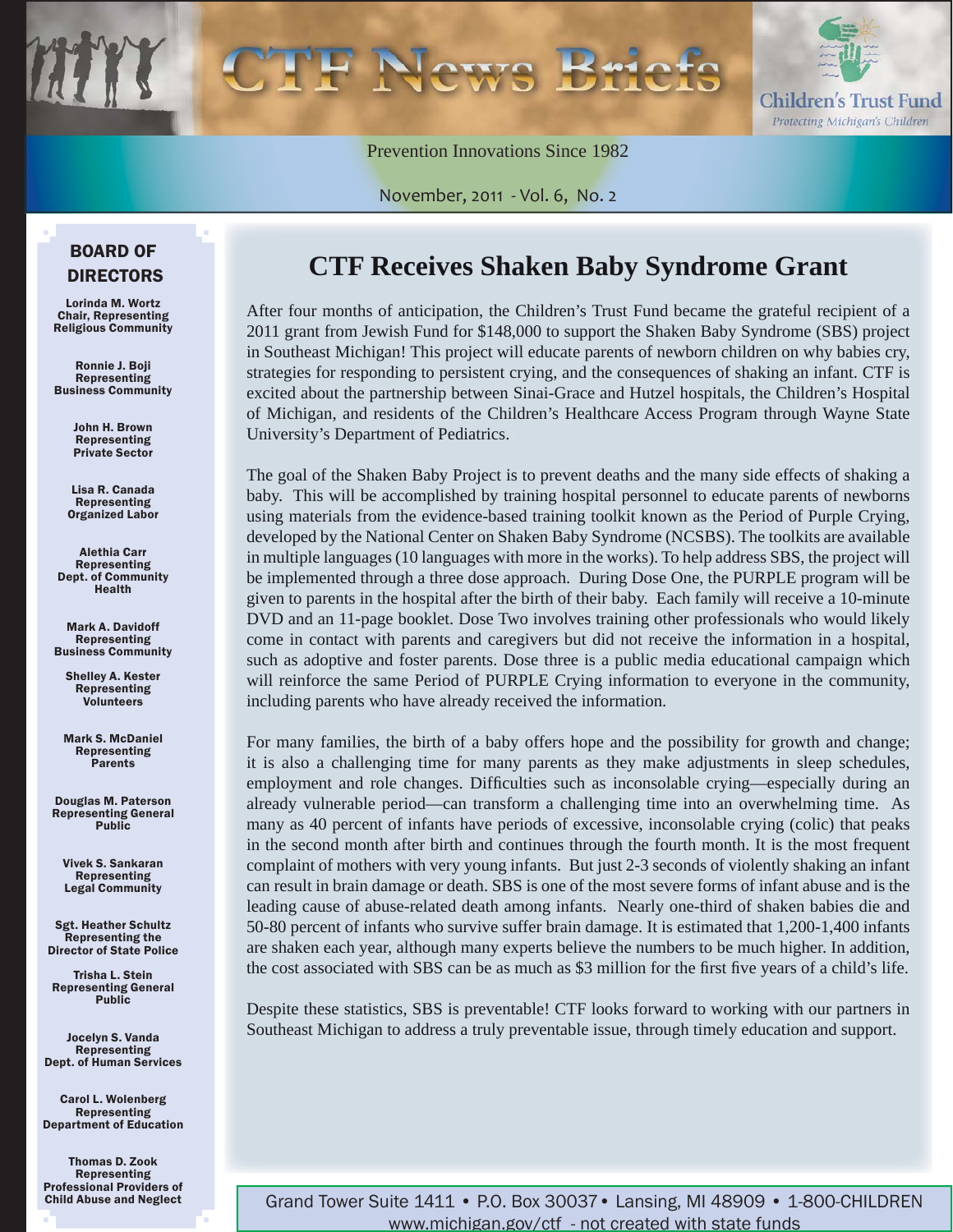# CTF News Briefs

Children's Trust Fund
*Protecting Michigan's Children*

Prevention Innovations Since 1982

November, 2011 - Vol. 6, No. 2

## BOARD OF DIRECTORS

**Lorinda M. Wortz**
Chair, Representing Religious Community

**Ronnie J. Boji**
Representing Business Community

**John H. Brown**
Representing Private Sector

**Lisa R. Canada**
Representing Organized Labor

**Alethia Carr**
Representing Dept. of Community Health

**Mark A. Davidoff**
Representing Business Community

**Shelley A. Kester**
Representing Volunteers

**Mark S. McDaniel**
Representing Parents

**Douglas M. Paterson**
Representing General Public

**Vivek S. Sankaran**
Representing Legal Community

**Sgt. Heather Schultz**
Representing the Director of State Police

**Trisha L. Stein**
Representing General Public

**Jocelyn S. Vanda**
Representing Dept. of Human Services

**Carol L. Wolenberg**
Representing Department of Education

**Thomas D. Zook**
Representing Professional Providers of Child Abuse and Neglect

## CTF Receives Shaken Baby Syndrome Grant

After four months of anticipation, the Children's Trust Fund became the grateful recipient of a 2011 grant from Jewish Fund for $148,000 to support the Shaken Baby Syndrome (SBS) project in Southeast Michigan! This project will educate parents of newborn children on why babies cry, strategies for responding to persistent crying, and the consequences of shaking an infant. CTF is excited about the partnership between Sinai-Grace and Hutzel hospitals, the Children's Hospital of Michigan, and residents of the Children's Healthcare Access Program through Wayne State University's Department of Pediatrics.

The goal of the Shaken Baby Project is to prevent deaths and the many side effects of shaking a baby. This will be accomplished by training hospital personnel to educate parents of newborns using materials from the evidence-based training toolkit known as the Period of Purple Crying, developed by the National Center on Shaken Baby Syndrome (NCSBS). The toolkits are available in multiple languages (10 languages with more in the works). To help address SBS, the project will be implemented through a three dose approach. During Dose One, the PURPLE program will be given to parents in the hospital after the birth of their baby. Each family will receive a 10-minute DVD and an 11-page booklet. Dose Two involves training other professionals who would likely come in contact with parents and caregivers but did not receive the information in a hospital, such as adoptive and foster parents. Dose three is a public media educational campaign which will reinforce the same Period of PURPLE Crying information to everyone in the community, including parents who have already received the information.

For many families, the birth of a baby offers hope and the possibility for growth and change; it is also a challenging time for many parents as they make adjustments in sleep schedules, employment and role changes. Difficulties such as inconsolable crying—especially during an already vulnerable period—can transform a challenging time into an overwhelming time. As many as 40 percent of infants have periods of excessive, inconsolable crying (colic) that peaks in the second month after birth and continues through the fourth month. It is the most frequent complaint of mothers with very young infants. But just 2-3 seconds of violently shaking an infant can result in brain damage or death. SBS is one of the most severe forms of infant abuse and is the leading cause of abuse-related death among infants. Nearly one-third of shaken babies die and 50-80 percent of infants who survive suffer brain damage. It is estimated that 1,200-1,400 infants are shaken each year, although many experts believe the numbers to be much higher. In addition, the cost associated with SBS can be as much as $3 million for the first five years of a child's life.

Despite these statistics, SBS is preventable! CTF looks forward to working with our partners in Southeast Michigan to address a truly preventable issue, through timely education and support.

Grand Tower Suite 1411 • P.O. Box 30037 • Lansing, MI 48909 • 1-800-CHILDREN
www.michigan.gov/ctf - not created with state funds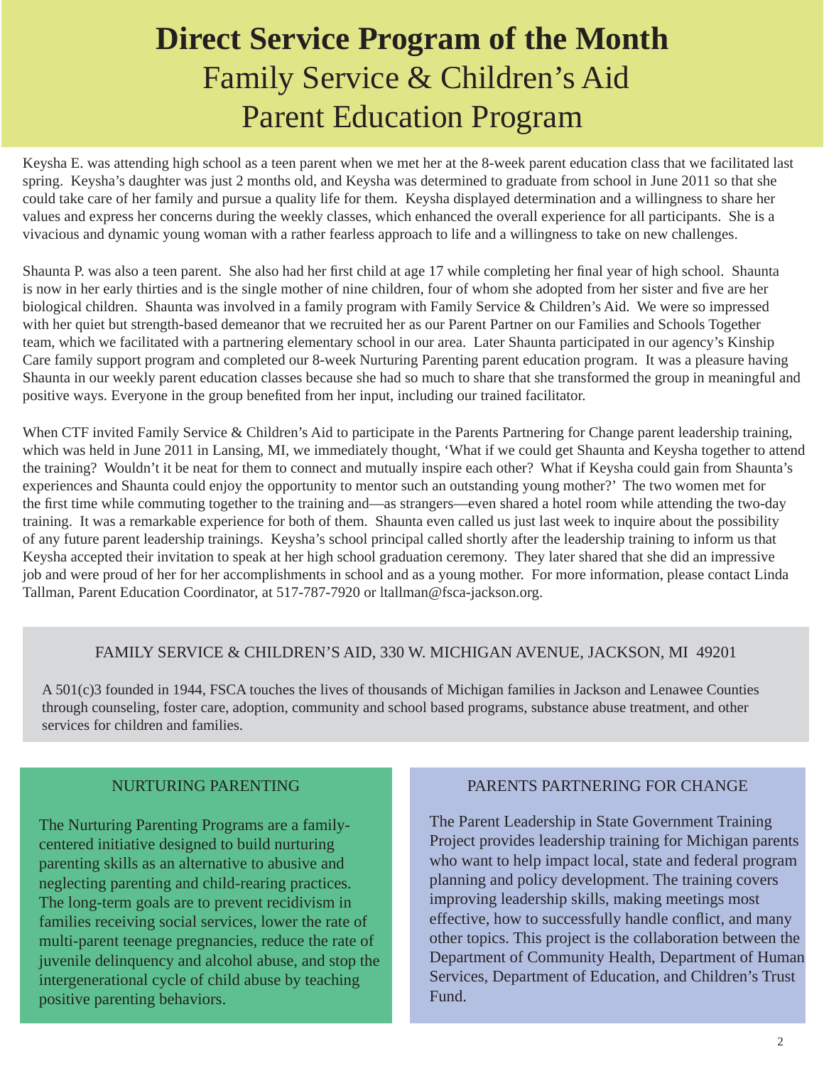# Direct Service Program of the Month

## Family Service & Children's Aid Parent Education Program

Keysha E. was attending high school as a teen parent when we met her at the 8-week parent education class that we facilitated last spring. Keysha's daughter was just 2 months old, and Keysha was determined to graduate from school in June 2011 so that she could take care of her family and pursue a quality life for them. Keysha displayed determination and a willingness to share her values and express her concerns during the weekly classes, which enhanced the overall experience for all participants. She is a vivacious and dynamic young woman with a rather fearless approach to life and a willingness to take on new challenges.

Shaunta P. was also a teen parent. She also had her first child at age 17 while completing her final year of high school. Shaunta is now in her early thirties and is the single mother of nine children, four of whom she adopted from her sister and five are her biological children. Shaunta was involved in a family program with Family Service & Children's Aid. We were so impressed with her quiet but strength-based demeanor that we recruited her as our Parent Partner on our Families and Schools Together team, which we facilitated with a partnering elementary school in our area. Later Shaunta participated in our agency's Kinship Care family support program and completed our 8-week Nurturing Parenting parent education program. It was a pleasure having Shaunta in our weekly parent education classes because she had so much to share that she transformed the group in meaningful and positive ways. Everyone in the group benefited from her input, including our trained facilitator.

When CTF invited Family Service & Children's Aid to participate in the Parents Partnering for Change parent leadership training, which was held in June 2011 in Lansing, MI, we immediately thought, 'What if we could get Shaunta and Keysha together to attend the training? Wouldn't it be neat for them to connect and mutually inspire each other? What if Keysha could gain from Shaunta's experiences and Shaunta could enjoy the opportunity to mentor such an outstanding young mother?' The two women met for the first time while commuting together to the training and—as strangers—even shared a hotel room while attending the two-day training. It was a remarkable experience for both of them. Shaunta even called us just last week to inquire about the possibility of any future parent leadership trainings. Keysha's school principal called shortly after the leadership training to inform us that Keysha accepted their invitation to speak at her high school graduation ceremony. They later shared that she did an impressive job and were proud of her for her accomplishments in school and as a young mother. For more information, please contact Linda Tallman, Parent Education Coordinator, at 517-787-7920 or ltallman@fsca-jackson.org.

FAMILY SERVICE & CHILDREN'S AID, 330 W. MICHIGAN AVENUE, JACKSON, MI 49201

A 501(c)3 founded in 1944, FSCA touches the lives of thousands of Michigan families in Jackson and Lenawee Counties through counseling, foster care, adoption, community and school based programs, substance abuse treatment, and other services for children and families.

### NURTURING PARENTING

The Nurturing Parenting Programs are a family-centered initiative designed to build nurturing parenting skills as an alternative to abusive and neglecting parenting and child-rearing practices. The long-term goals are to prevent recidivism in families receiving social services, lower the rate of multi-parent teenage pregnancies, reduce the rate of juvenile delinquency and alcohol abuse, and stop the intergenerational cycle of child abuse by teaching positive parenting behaviors.

### PARENTS PARTNERING FOR CHANGE

The Parent Leadership in State Government Training Project provides leadership training for Michigan parents who want to help impact local, state and federal program planning and policy development. The training covers improving leadership skills, making meetings most effective, how to successfully handle conflict, and many other topics. This project is the collaboration between the Department of Community Health, Department of Human Services, Department of Education, and Children's Trust Fund.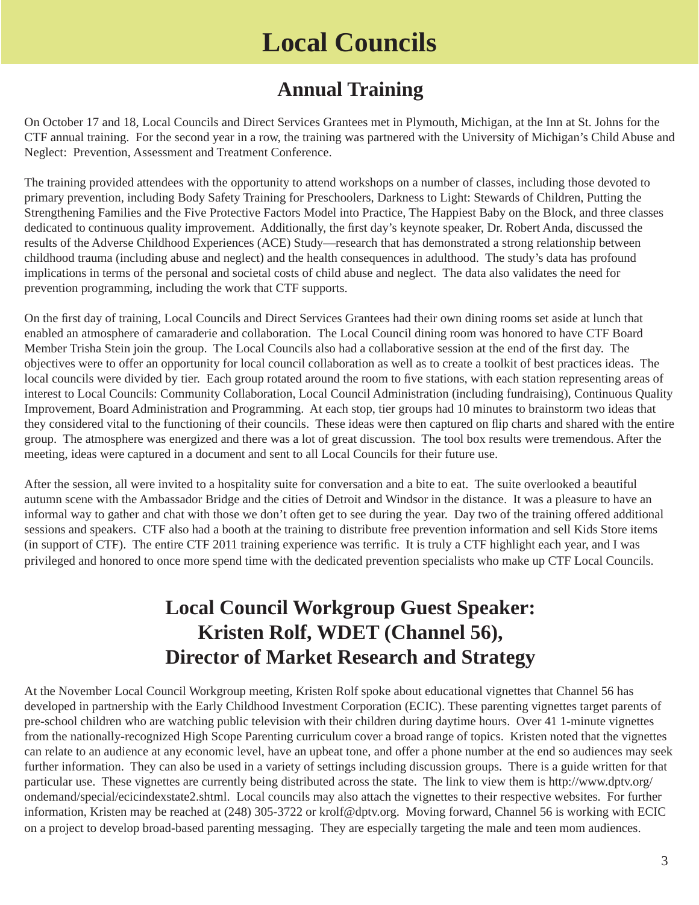# Local Councils

## Annual Training

On October 17 and 18, Local Councils and Direct Services Grantees met in Plymouth, Michigan, at the Inn at St. Johns for the CTF annual training. For the second year in a row, the training was partnered with the University of Michigan's Child Abuse and Neglect: Prevention, Assessment and Treatment Conference.

The training provided attendees with the opportunity to attend workshops on a number of classes, including those devoted to primary prevention, including Body Safety Training for Preschoolers, Darkness to Light: Stewards of Children, Putting the Strengthening Families and the Five Protective Factors Model into Practice, The Happiest Baby on the Block, and three classes dedicated to continuous quality improvement. Additionally, the first day's keynote speaker, Dr. Robert Anda, discussed the results of the Adverse Childhood Experiences (ACE) Study—research that has demonstrated a strong relationship between childhood trauma (including abuse and neglect) and the health consequences in adulthood. The study's data has profound implications in terms of the personal and societal costs of child abuse and neglect. The data also validates the need for prevention programming, including the work that CTF supports.

On the first day of training, Local Councils and Direct Services Grantees had their own dining rooms set aside at lunch that enabled an atmosphere of camaraderie and collaboration. The Local Council dining room was honored to have CTF Board Member Trisha Stein join the group. The Local Councils also had a collaborative session at the end of the first day. The objectives were to offer an opportunity for local council collaboration as well as to create a toolkit of best practices ideas. The local councils were divided by tier. Each group rotated around the room to five stations, with each station representing areas of interest to Local Councils: Community Collaboration, Local Council Administration (including fundraising), Continuous Quality Improvement, Board Administration and Programming. At each stop, tier groups had 10 minutes to brainstorm two ideas that they considered vital to the functioning of their councils. These ideas were then captured on flip charts and shared with the entire group. The atmosphere was energized and there was a lot of great discussion. The tool box results were tremendous. After the meeting, ideas were captured in a document and sent to all Local Councils for their future use.

After the session, all were invited to a hospitality suite for conversation and a bite to eat. The suite overlooked a beautiful autumn scene with the Ambassador Bridge and the cities of Detroit and Windsor in the distance. It was a pleasure to have an informal way to gather and chat with those we don't often get to see during the year. Day two of the training offered additional sessions and speakers. CTF also had a booth at the training to distribute free prevention information and sell Kids Store items (in support of CTF). The entire CTF 2011 training experience was terrific. It is truly a CTF highlight each year, and I was privileged and honored to once more spend time with the dedicated prevention specialists who make up CTF Local Councils.

## Local Council Workgroup Guest Speaker: Kristen Rolf, WDET (Channel 56), Director of Market Research and Strategy

At the November Local Council Workgroup meeting, Kristen Rolf spoke about educational vignettes that Channel 56 has developed in partnership with the Early Childhood Investment Corporation (ECIC). These parenting vignettes target parents of pre-school children who are watching public television with their children during daytime hours. Over 41 1-minute vignettes from the nationally-recognized High Scope Parenting curriculum cover a broad range of topics. Kristen noted that the vignettes can relate to an audience at any economic level, have an upbeat tone, and offer a phone number at the end so audiences may seek further information. They can also be used in a variety of settings including discussion groups. There is a guide written for that particular use. These vignettes are currently being distributed across the state. The link to view them is http://www.dptv.org/ondemand/special/ecicindexstate2.shtml. Local councils may also attach the vignettes to their respective websites. For further information, Kristen may be reached at (248) 305-3722 or krolf@dptv.org. Moving forward, Channel 56 is working with ECIC on a project to develop broad-based parenting messaging. They are especially targeting the male and teen mom audiences.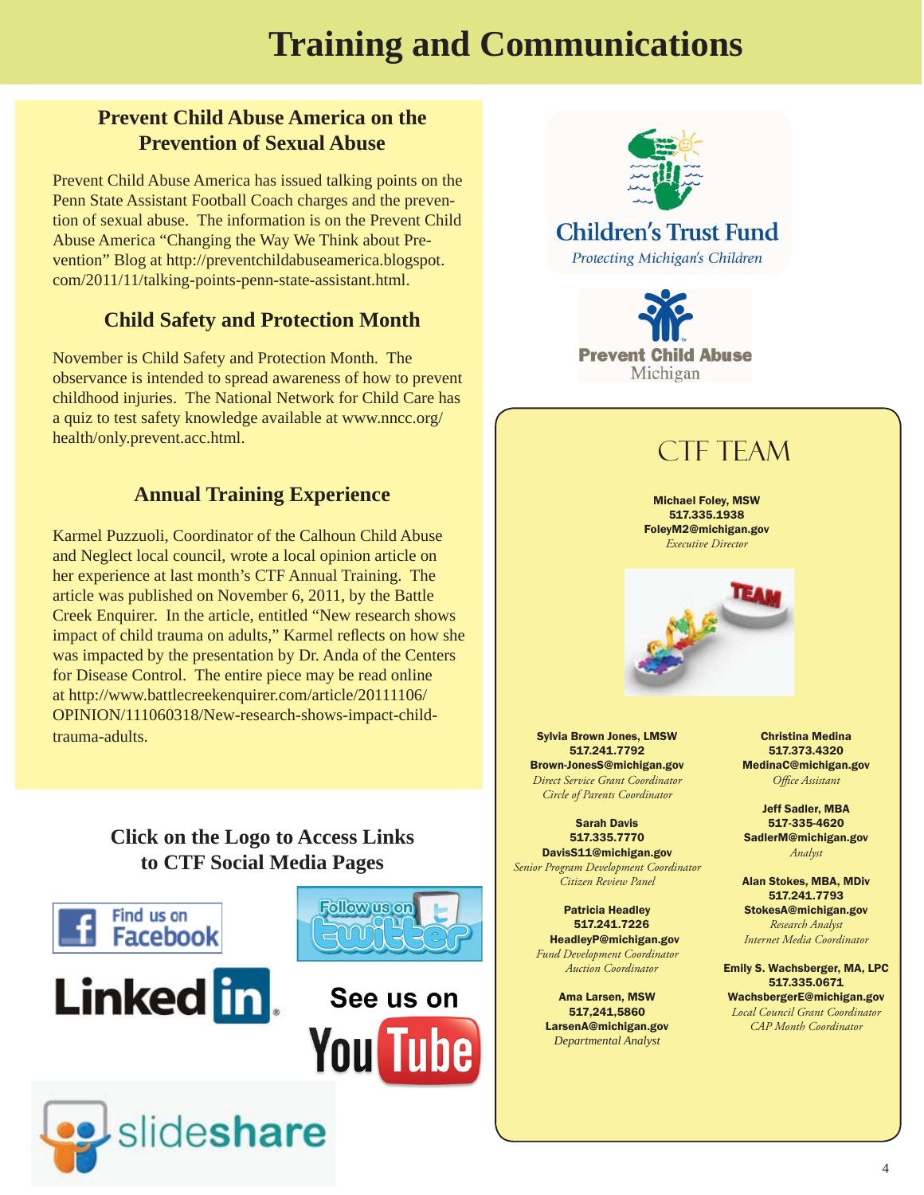# Training and Communications

## Prevent Child Abuse America on the Prevention of Sexual Abuse

Prevent Child Abuse America has issued talking points on the Penn State Assistant Football Coach charges and the prevention of sexual abuse. The information is on the Prevent Child Abuse America "Changing the Way We Think about Prevention" Blog at http://preventchildabuseamerica.blogspot.com/2011/11/talking-points-penn-state-assistant.html.

## Child Safety and Protection Month

November is Child Safety and Protection Month. The observance is intended to spread awareness of how to prevent childhood injuries. The National Network for Child Care has a quiz to test safety knowledge available at www.nncc.org/health/only.prevent.acc.html.

## Annual Training Experience

Karmel Puzzuoli, Coordinator of the Calhoun Child Abuse and Neglect local council, wrote a local opinion article on her experience at last month's CTF Annual Training. The article was published on November 6, 2011, by the Battle Creek Enquirer. In the article, entitled "New research shows impact of child trauma on adults," Karmel reflects on how she was impacted by the presentation by Dr. Anda of the Centers for Disease Control. The entire piece may be read online at http://www.battlecreekenquirer.com/article/20111106/OPINION/111060318/New-research-shows-impact-child-trauma-adults.

## Click on the Logo to Access Links to CTF Social Media Pages

Find us on Facebook

Follow us on twitter

LinkedIn

See us on YouTube

slideshare

Children's Trust Fund
*Protecting Michigan's Children*

Prevent Child Abuse Michigan

## CTF TEAM

**Michael Foley, MSW**
**517.335.1938**
**FoleyM2@michigan.gov**
*Executive Director*

**Sylvia Brown Jones, LMSW**
**517.241.7792**
**Brown-JonesS@michigan.gov**
*Direct Service Grant Coordinator*
*Circle of Parents Coordinator*

**Sarah Davis**
**517.335.7770**
**DavisS11@michigan.gov**
*Senior Program Development Coordinator*
*Citizen Review Panel*

**Patricia Headley**
**517.241.7226**
**HeadleyP@michigan.gov**
*Fund Development Coordinator*
*Auction Coordinator*

**Ama Larsen, MSW**
**517,241,5860**
**LarsenA@michigan.gov**
*Departmental Analyst*

**Christina Medina**
**517.373.4320**
**MedinaC@michigan.gov**
*Office Assistant*

**Jeff Sadler, MBA**
**517-335-4620**
**SadlerM@michigan.gov**
*Analyst*

**Alan Stokes, MBA, MDiv**
**517.241.7793**
**StokesA@michigan.gov**
*Research Analyst*
*Internet Media Coordinator*

**Emily S. Wachsberger, MA, LPC**
**517.335.0671**
**WachsbergerE@michigan.gov**
*Local Council Grant Coordinator*
*CAP Month Coordinator*